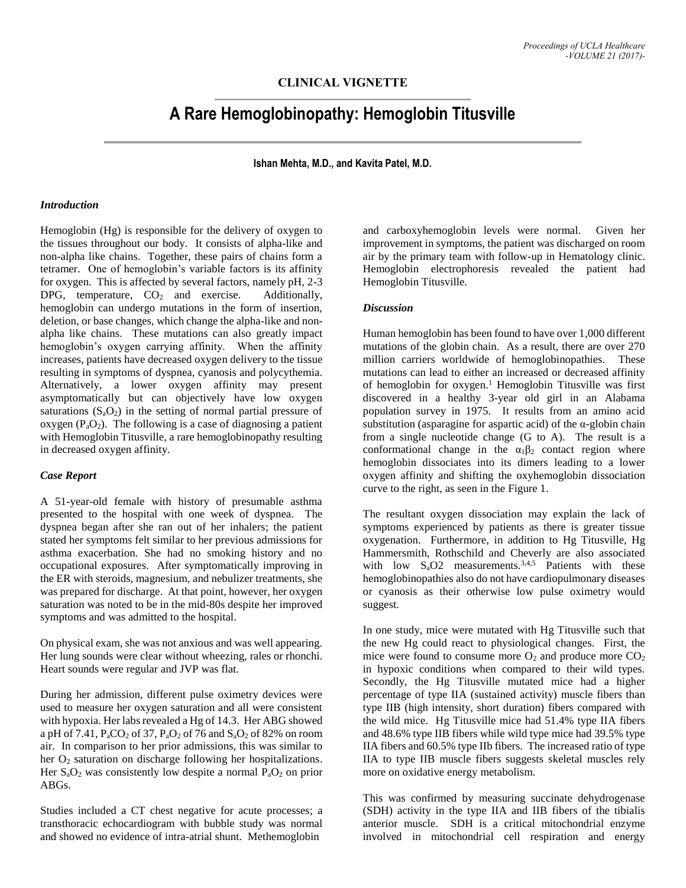## CLINICAL VIGNETTE

# A Rare Hemoglobinopathy: Hemoglobin Titusville

**Ishan Mehta, M.D., and Kavita Patel, M.D.**

### *Introduction*

Hemoglobin (Hg) is responsible for the delivery of oxygen to the tissues throughout our body. It consists of alpha-like and non-alpha like chains. Together, these pairs of chains form a tetramer. One of hemoglobin's variable factors is its affinity for oxygen. This is affected by several factors, namely pH, 2-3 DPG, temperature, $CO_2$ and exercise. Additionally, hemoglobin can undergo mutations in the form of insertion, deletion, or base changes, which change the alpha-like and non-alpha like chains. These mutations can also greatly impact hemoglobin's oxygen carrying affinity. When the affinity increases, patients have decreased oxygen delivery to the tissue resulting in symptoms of dyspnea, cyanosis and polycythemia. Alternatively, a lower oxygen affinity may present asymptomatically but can objectively have low oxygen saturations ($S_aO_2$) in the setting of normal partial pressure of oxygen ($P_aO_2$). The following is a case of diagnosing a patient with Hemoglobin Titusville, a rare hemoglobinopathy resulting in decreased oxygen affinity.

### *Case Report*

A 51-year-old female with history of presumable asthma presented to the hospital with one week of dyspnea. The dyspnea began after she ran out of her inhalers; the patient stated her symptoms felt similar to her previous admissions for asthma exacerbation. She had no smoking history and no occupational exposures. After symptomatically improving in the ER with steroids, magnesium, and nebulizer treatments, she was prepared for discharge. At that point, however, her oxygen saturation was noted to be in the mid-80s despite her improved symptoms and was admitted to the hospital.

On physical exam, she was not anxious and was well appearing. Her lung sounds were clear without wheezing, rales or rhonchi. Heart sounds were regular and JVP was flat.

During her admission, different pulse oximetry devices were used to measure her oxygen saturation and all were consistent with hypoxia. Her labs revealed a Hg of 14.3. Her ABG showed a pH of 7.41, $P_aCO_2$ of 37, $P_aO_2$ of 76 and $S_aO_2$ of 82% on room air. In comparison to her prior admissions, this was similar to her $O_2$ saturation on discharge following her hospitalizations. Her $S_aO_2$ was consistently low despite a normal $P_aO_2$ on prior ABGs.

Studies included a CT chest negative for acute processes; a transthoracic echocardiogram with bubble study was normal and showed no evidence of intra-atrial shunt. Methemoglobin and carboxyhemoglobin levels were normal. Given her improvement in symptoms, the patient was discharged on room air by the primary team with follow-up in Hematology clinic. Hemoglobin electrophoresis revealed the patient had Hemoglobin Titusville.

### *Discussion*

Human hemoglobin has been found to have over 1,000 different mutations of the globin chain. As a result, there are over 270 million carriers worldwide of hemoglobinopathies. These mutations can lead to either an increased or decreased affinity of hemoglobin for oxygen.[1] Hemoglobin Titusville was first discovered in a healthy 3-year old girl in an Alabama population survey in 1975. It results from an amino acid substitution (asparagine for aspartic acid) of the α-globin chain from a single nucleotide change (G to A). The result is a conformational change in the $\alpha_1\beta_2$ contact region where hemoglobin dissociates into its dimers leading to a lower oxygen affinity and shifting the oxyhemoglobin dissociation curve to the right, as seen in the Figure 1.

The resultant oxygen dissociation may explain the lack of symptoms experienced by patients as there is greater tissue oxygenation. Furthermore, in addition to Hg Titusville, Hg Hammersmith, Rothschild and Cheverly are also associated with low $S_aO2$ measurements.[3,4,5] Patients with these hemoglobinopathies also do not have cardiopulmonary diseases or cyanosis as their otherwise low pulse oximetry would suggest.

In one study, mice were mutated with Hg Titusville such that the new Hg could react to physiological changes. First, the mice were found to consume more $O_2$ and produce more $CO_2$ in hypoxic conditions when compared to their wild types. Secondly, the Hg Titusville mutated mice had a higher percentage of type IIA (sustained activity) muscle fibers than type IIB (high intensity, short duration) fibers compared with the wild mice. Hg Titusville mice had 51.4% type IIA fibers and 48.6% type IIB fibers while wild type mice had 39.5% type IIA fibers and 60.5% type IIb fibers. The increased ratio of type IIA to type IIB muscle fibers suggests skeletal muscles rely more on oxidative energy metabolism.

This was confirmed by measuring succinate dehydrogenase (SDH) activity in the type IIA and IIB fibers of the tibialis anterior muscle. SDH is a critical mitochondrial enzyme involved in mitochondrial cell respiration and energy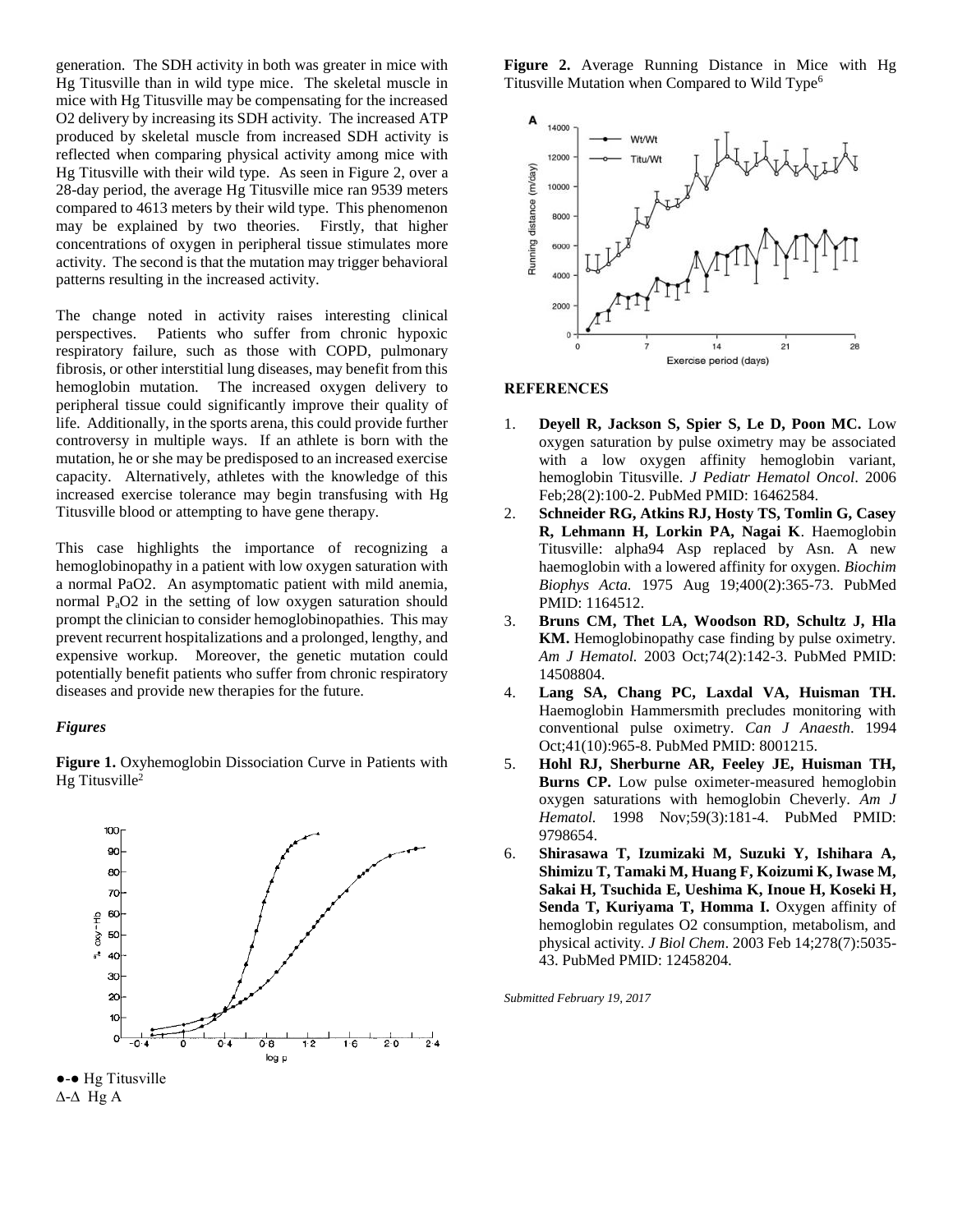generation. The SDH activity in both was greater in mice with Hg Titusville than in wild type mice. The skeletal muscle in mice with Hg Titusville may be compensating for the increased O2 delivery by increasing its SDH activity. The increased ATP produced by skeletal muscle from increased SDH activity is reflected when comparing physical activity among mice with Hg Titusville with their wild type. As seen in Figure 2, over a 28-day period, the average Hg Titusville mice ran 9539 meters compared to 4613 meters by their wild type. This phenomenon may be explained by two theories. Firstly, that higher concentrations of oxygen in peripheral tissue stimulates more activity. The second is that the mutation may trigger behavioral patterns resulting in the increased activity.

The change noted in activity raises interesting clinical perspectives. Patients who suffer from chronic hypoxic respiratory failure, such as those with COPD, pulmonary fibrosis, or other interstitial lung diseases, may benefit from this hemoglobin mutation. The increased oxygen delivery to peripheral tissue could significantly improve their quality of life. Additionally, in the sports arena, this could provide further controversy in multiple ways. If an athlete is born with the mutation, he or she may be predisposed to an increased exercise capacity. Alternatively, athletes with the knowledge of this increased exercise tolerance may begin transfusing with Hg Titusville blood or attempting to have gene therapy.

This case highlights the importance of recognizing a hemoglobinopathy in a patient with low oxygen saturation with a normal PaO2. An asymptomatic patient with mild anemia, normal $P_aO2$ in the setting of low oxygen saturation should prompt the clinician to consider hemoglobinopathies. This may prevent recurrent hospitalizations and a prolonged, lengthy, and expensive workup. Moreover, the genetic mutation could potentially benefit patients who suffer from chronic respiratory diseases and provide new therapies for the future.

### *Figures*

**Figure 1.** Oxyhemoglobin Dissociation Curve in Patients with Hg Titusville[2]

100
90
80
70
60
50
40
30
20
10
0
% oxy-Hb
-0·4
0
0·4
0·8
1·2
1·6
2·0
2·4
log p

●-● Hg Titusville
Δ-Δ Hg A

**Figure 2.** Average Running Distance in Mice with Hg Titusville Mutation when Compared to Wild Type[6]

A
Wt/Wt
Titu/Wt
Running distance (m/day)
14000
12000
10000
8000
6000
4000
2000
0
0
7
14
21
28
Exercise period (days)

## REFERENCES

1. **Deyell R, Jackson S, Spier S, Le D, Poon MC.** Low oxygen saturation by pulse oximetry may be associated with a low oxygen affinity hemoglobin variant, hemoglobin Titusville. *J Pediatr Hematol Oncol*. 2006 Feb;28(2):100-2. PubMed PMID: 16462584.
2. **Schneider RG, Atkins RJ, Hosty TS, Tomlin G, Casey R, Lehmann H, Lorkin PA, Nagai K**. Haemoglobin Titusville: alpha94 Asp replaced by Asn. A new haemoglobin with a lowered affinity for oxygen. *Biochim Biophys Acta*. 1975 Aug 19;400(2):365-73. PubMed PMID: 1164512.
3. **Bruns CM, Thet LA, Woodson RD, Schultz J, Hla KM.** Hemoglobinopathy case finding by pulse oximetry. *Am J Hematol.* 2003 Oct;74(2):142-3. PubMed PMID: 14508804.
4. **Lang SA, Chang PC, Laxdal VA, Huisman TH.** Haemoglobin Hammersmith precludes monitoring with conventional pulse oximetry. *Can J Anaesth*. 1994 Oct;41(10):965-8. PubMed PMID: 8001215.
5. **Hohl RJ, Sherburne AR, Feeley JE, Huisman TH, Burns CP.** Low pulse oximeter-measured hemoglobin oxygen saturations with hemoglobin Cheverly. *Am J Hematol.* 1998 Nov;59(3):181-4. PubMed PMID: 9798654.
6. **Shirasawa T, Izumizaki M, Suzuki Y, Ishihara A, Shimizu T, Tamaki M, Huang F, Koizumi K, Iwase M, Sakai H, Tsuchida E, Ueshima K, Inoue H, Koseki H, Senda T, Kuriyama T, Homma I.** Oxygen affinity of hemoglobin regulates O2 consumption, metabolism, and physical activity. *J Biol Chem*. 2003 Feb 14;278(7):5035-43. PubMed PMID: 12458204.

*Submitted February 19, 2017*